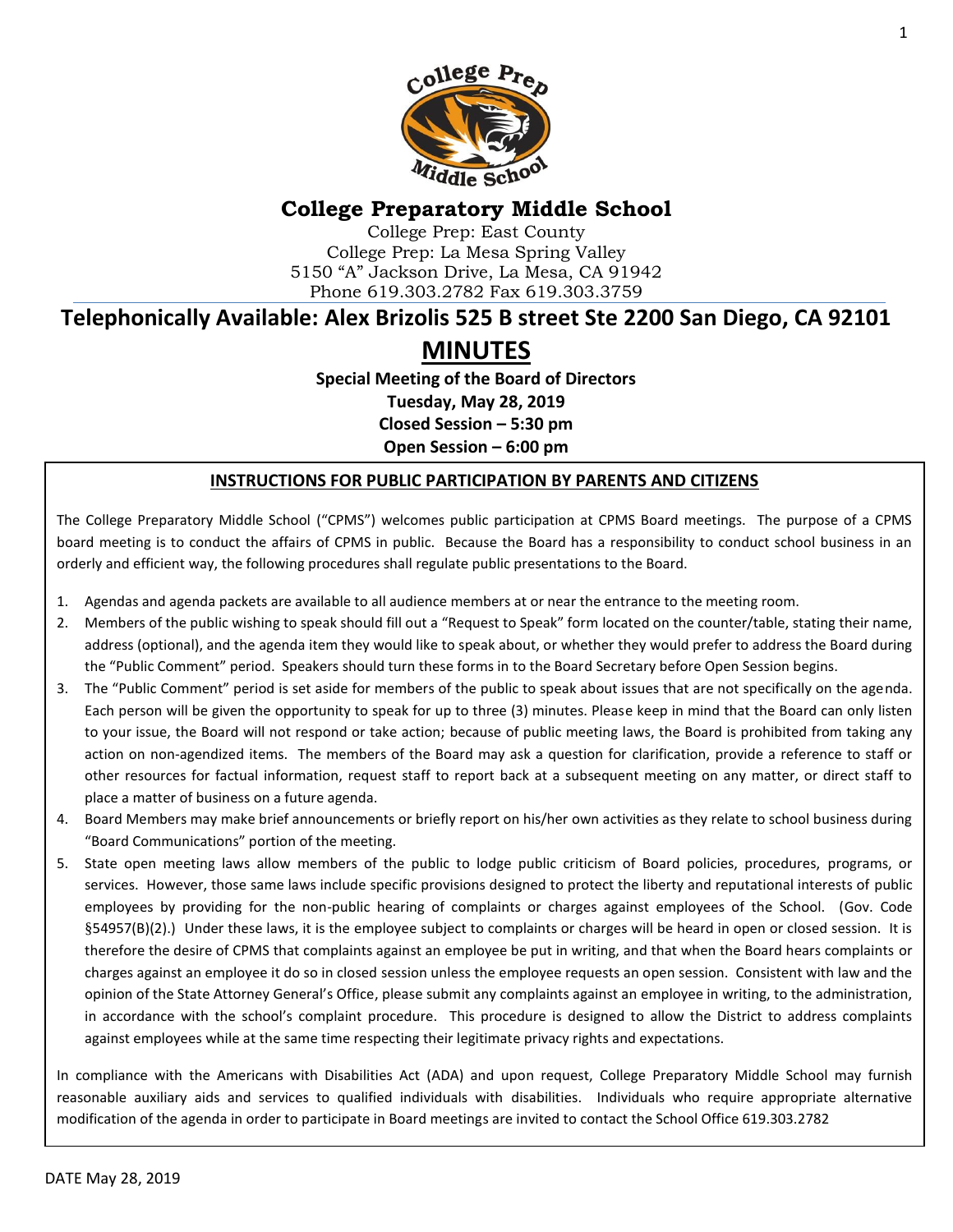# College Preparatory Middle School

College Prep: East County
College Prep: La Mesa Spring Valley
5150 "A" Jackson Drive, La Mesa, CA 91942
Phone 619.303.2782 Fax 619.303.3759

## Telephonically Available: Alex Brizolis 525 B street Ste 2200 San Diego, CA 92101

# MINUTES

**Special Meeting of the Board of Directors**
**Tuesday, May 28, 2019**
**Closed Session – 5:30 pm**
**Open Session – 6:00 pm**

## INSTRUCTIONS FOR PUBLIC PARTICIPATION BY PARENTS AND CITIZENS

The College Preparatory Middle School ("CPMS") welcomes public participation at CPMS Board meetings. The purpose of a CPMS board meeting is to conduct the affairs of CPMS in public. Because the Board has a responsibility to conduct school business in an orderly and efficient way, the following procedures shall regulate public presentations to the Board.

1. Agendas and agenda packets are available to all audience members at or near the entrance to the meeting room.
2. Members of the public wishing to speak should fill out a "Request to Speak" form located on the counter/table, stating their name, address (optional), and the agenda item they would like to speak about, or whether they would prefer to address the Board during the "Public Comment" period. Speakers should turn these forms in to the Board Secretary before Open Session begins.
3. The "Public Comment" period is set aside for members of the public to speak about issues that are not specifically on the agenda. Each person will be given the opportunity to speak for up to three (3) minutes. Please keep in mind that the Board can only listen to your issue, the Board will not respond or take action; because of public meeting laws, the Board is prohibited from taking any action on non-agendized items. The members of the Board may ask a question for clarification, provide a reference to staff or other resources for factual information, request staff to report back at a subsequent meeting on any matter, or direct staff to place a matter of business on a future agenda.
4. Board Members may make brief announcements or briefly report on his/her own activities as they relate to school business during "Board Communications" portion of the meeting.
5. State open meeting laws allow members of the public to lodge public criticism of Board policies, procedures, programs, or services. However, those same laws include specific provisions designed to protect the liberty and reputational interests of public employees by providing for the non-public hearing of complaints or charges against employees of the School. (Gov. Code §54957(B)(2).) Under these laws, it is the employee subject to complaints or charges will be heard in open or closed session. It is therefore the desire of CPMS that complaints against an employee be put in writing, and that when the Board hears complaints or charges against an employee it do so in closed session unless the employee requests an open session. Consistent with law and the opinion of the State Attorney General's Office, please submit any complaints against an employee in writing, to the administration, in accordance with the school's complaint procedure. This procedure is designed to allow the District to address complaints against employees while at the same time respecting their legitimate privacy rights and expectations.

In compliance with the Americans with Disabilities Act (ADA) and upon request, College Preparatory Middle School may furnish reasonable auxiliary aids and services to qualified individuals with disabilities. Individuals who require appropriate alternative modification of the agenda in order to participate in Board meetings are invited to contact the School Office 619.303.2782

DATE May 28, 2019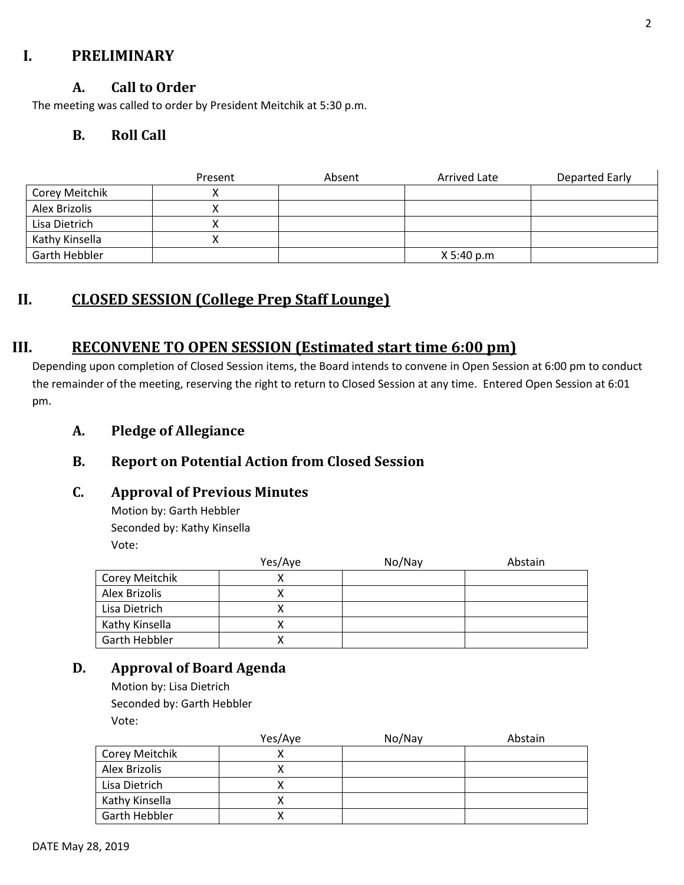# I. PRELIMINARY

## A. Call to Order

The meeting was called to order by President Meitchik at 5:30 p.m.

## B. Roll Call

| | Present | Absent | Arrived Late | Departed Early |
|---|---|---|---|---|
| Corey Meitchik | X | | | |
| Alex Brizolis | X | | | |
| Lisa Dietrich | X | | | |
| Kathy Kinsella | X | | | |
| Garth Hebbler | | | X 5:40 p.m | |

# II. CLOSED SESSION (College Prep Staff Lounge)

# III. RECONVENE TO OPEN SESSION (Estimated start time 6:00 pm)

Depending upon completion of Closed Session items, the Board intends to convene in Open Session at 6:00 pm to conduct the remainder of the meeting, reserving the right to return to Closed Session at any time. Entered Open Session at 6:01 pm.

## A. Pledge of Allegiance

## B. Report on Potential Action from Closed Session

## C. Approval of Previous Minutes

Motion by: Garth Hebbler
Seconded by: Kathy Kinsella
Vote:

| | Yes/Aye | No/Nay | Abstain |
|---|---|---|---|
| Corey Meitchik | X | | |
| Alex Brizolis | X | | |
| Lisa Dietrich | X | | |
| Kathy Kinsella | X | | |
| Garth Hebbler | X | | |

## D. Approval of Board Agenda

Motion by: Lisa Dietrich
Seconded by: Garth Hebbler
Vote:

| | Yes/Aye | No/Nay | Abstain |
|---|---|---|---|
| Corey Meitchik | X | | |
| Alex Brizolis | X | | |
| Lisa Dietrich | X | | |
| Kathy Kinsella | X | | |
| Garth Hebbler | X | | |

DATE May 28, 2019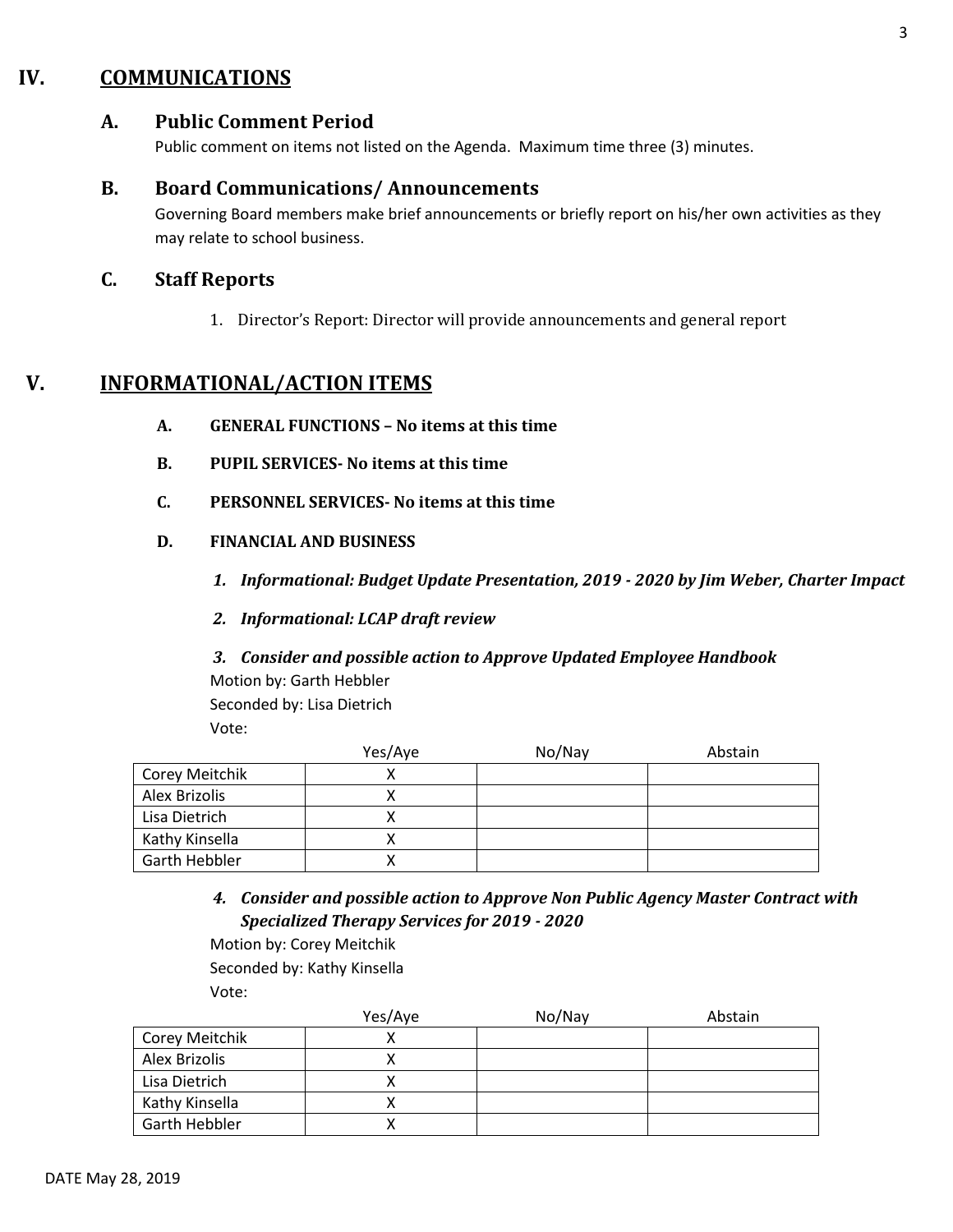## IV. COMMUNICATIONS

### A. Public Comment Period

Public comment on items not listed on the Agenda. Maximum time three (3) minutes.

### B. Board Communications/ Announcements

Governing Board members make brief announcements or briefly report on his/her own activities as they may relate to school business.

### C. Staff Reports

1. Director's Report: Director will provide announcements and general report

## V. INFORMATIONAL/ACTION ITEMS

**A. GENERAL FUNCTIONS – No items at this time**

**B. PUPIL SERVICES- No items at this time**

**C. PERSONNEL SERVICES- No items at this time**

**D. FINANCIAL AND BUSINESS**

***1. Informational: Budget Update Presentation, 2019 - 2020 by Jim Weber, Charter Impact***

***2. Informational: LCAP draft review***

***3. Consider and possible action to Approve Updated Employee Handbook***

Motion by: Garth Hebbler
Seconded by: Lisa Dietrich
Vote:

| | Yes/Aye | No/Nay | Abstain |
|---|---|---|---|
| Corey Meitchik | X | | |
| Alex Brizolis | X | | |
| Lisa Dietrich | X | | |
| Kathy Kinsella | X | | |
| Garth Hebbler | X | | |

***4. Consider and possible action to Approve Non Public Agency Master Contract with Specialized Therapy Services for 2019 - 2020***

Motion by: Corey Meitchik
Seconded by: Kathy Kinsella
Vote:

| | Yes/Aye | No/Nay | Abstain |
|---|---|---|---|
| Corey Meitchik | X | | |
| Alex Brizolis | X | | |
| Lisa Dietrich | X | | |
| Kathy Kinsella | X | | |
| Garth Hebbler | X | | |

DATE May 28, 2019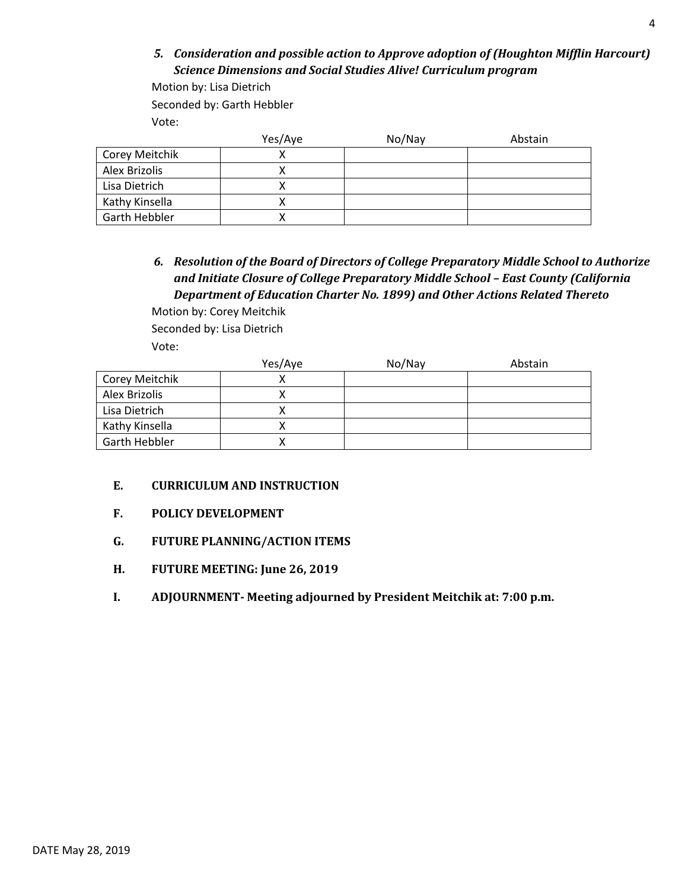5. ***Consideration and possible action to Approve adoption of (Houghton Mifflin Harcourt) Science Dimensions and Social Studies Alive! Curriculum program***

Motion by: Lisa Dietrich

Seconded by: Garth Hebbler

Vote:

| | Yes/Aye | No/Nay | Abstain |
|---|---|---|---|
| Corey Meitchik | X | | |
| Alex Brizolis | X | | |
| Lisa Dietrich | X | | |
| Kathy Kinsella | X | | |
| Garth Hebbler | X | | |

6. ***Resolution of the Board of Directors of College Preparatory Middle School to Authorize and Initiate Closure of College Preparatory Middle School – East County (California Department of Education Charter No. 1899) and Other Actions Related Thereto***

Motion by: Corey Meitchik

Seconded by: Lisa Dietrich

Vote:

| | Yes/Aye | No/Nay | Abstain |
|---|---|---|---|
| Corey Meitchik | X | | |
| Alex Brizolis | X | | |
| Lisa Dietrich | X | | |
| Kathy Kinsella | X | | |
| Garth Hebbler | X | | |

**E. CURRICULUM AND INSTRUCTION**

**F. POLICY DEVELOPMENT**

**G. FUTURE PLANNING/ACTION ITEMS**

**H. FUTURE MEETING: June 26, 2019**

**I. ADJOURNMENT- Meeting adjourned by President Meitchik at: 7:00 p.m.**

DATE May 28, 2019